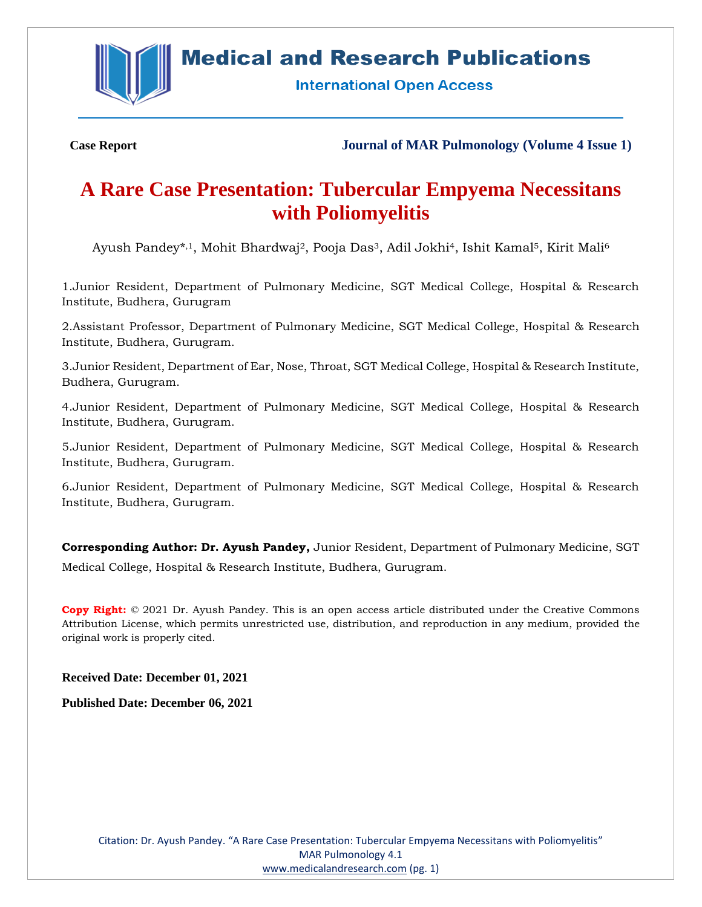**Case Report**

**Journal of MAR Pulmonology (Volume 4 Issue 1)**

# A Rare Case Presentation: Tubercular Empyema Necessitans with Poliomyelitis

Ayush Pandey*[,1], Mohit Bhardwaj[2], Pooja Das[3], Adil Jokhi[4], Ishit Kamal[5], Kirit Mali[6]

1.Junior Resident, Department of Pulmonary Medicine, SGT Medical College, Hospital & Research Institute, Budhera, Gurugram

2.Assistant Professor, Department of Pulmonary Medicine, SGT Medical College, Hospital & Research Institute, Budhera, Gurugram.

3.Junior Resident, Department of Ear, Nose, Throat, SGT Medical College, Hospital & Research Institute, Budhera, Gurugram.

4.Junior Resident, Department of Pulmonary Medicine, SGT Medical College, Hospital & Research Institute, Budhera, Gurugram.

5.Junior Resident, Department of Pulmonary Medicine, SGT Medical College, Hospital & Research Institute, Budhera, Gurugram.

6.Junior Resident, Department of Pulmonary Medicine, SGT Medical College, Hospital & Research Institute, Budhera, Gurugram.

**Corresponding Author: Dr. Ayush Pandey,** Junior Resident, Department of Pulmonary Medicine, SGT Medical College, Hospital & Research Institute, Budhera, Gurugram.

**Copy Right:** © 2021 Dr. Ayush Pandey. This is an open access article distributed under the Creative Commons Attribution License, which permits unrestricted use, distribution, and reproduction in any medium, provided the original work is properly cited.

**Received Date: December 01, 2021**

**Published Date: December 06, 2021**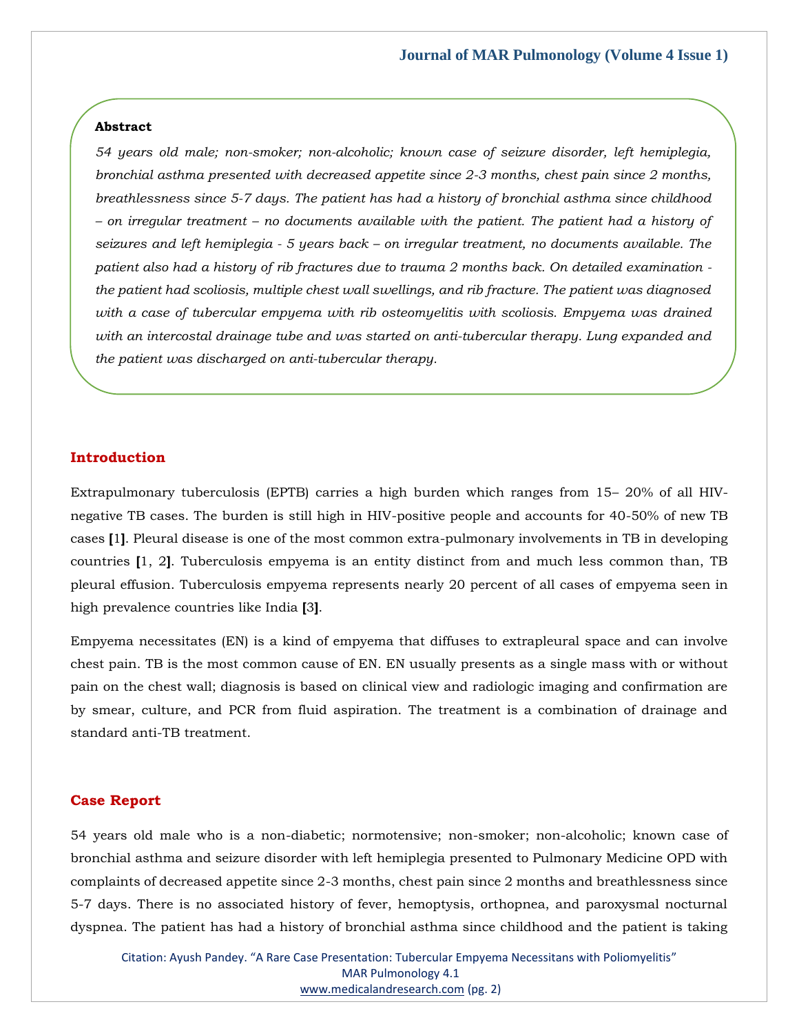## Abstract

*54 years old male; non-smoker; non-alcoholic; known case of seizure disorder, left hemiplegia, bronchial asthma presented with decreased appetite since 2-3 months, chest pain since 2 months, breathlessness since 5-7 days. The patient has had a history of bronchial asthma since childhood – on irregular treatment – no documents available with the patient. The patient had a history of seizures and left hemiplegia - 5 years back – on irregular treatment, no documents available. The patient also had a history of rib fractures due to trauma 2 months back. On detailed examination - the patient had scoliosis, multiple chest wall swellings, and rib fracture. The patient was diagnosed with a case of tubercular empyema with rib osteomyelitis with scoliosis. Empyema was drained with an intercostal drainage tube and was started on anti-tubercular therapy. Lung expanded and the patient was discharged on anti-tubercular therapy.*

## Introduction

Extrapulmonary tuberculosis (EPTB) carries a high burden which ranges from 15– 20% of all HIV-negative TB cases. The burden is still high in HIV-positive people and accounts for 40-50% of new TB cases [1]. Pleural disease is one of the most common extra-pulmonary involvements in TB in developing countries [1, 2]. Tuberculosis empyema is an entity distinct from and much less common than, TB pleural effusion. Tuberculosis empyema represents nearly 20 percent of all cases of empyema seen in high prevalence countries like India [3].

Empyema necessitates (EN) is a kind of empyema that diffuses to extrapleural space and can involve chest pain. TB is the most common cause of EN. EN usually presents as a single mass with or without pain on the chest wall; diagnosis is based on clinical view and radiologic imaging and confirmation are by smear, culture, and PCR from fluid aspiration. The treatment is a combination of drainage and standard anti-TB treatment.

## Case Report

54 years old male who is a non-diabetic; normotensive; non-smoker; non-alcoholic; known case of bronchial asthma and seizure disorder with left hemiplegia presented to Pulmonary Medicine OPD with complaints of decreased appetite since 2-3 months, chest pain since 2 months and breathlessness since 5-7 days. There is no associated history of fever, hemoptysis, orthopnea, and paroxysmal nocturnal dyspnea. The patient has had a history of bronchial asthma since childhood and the patient is taking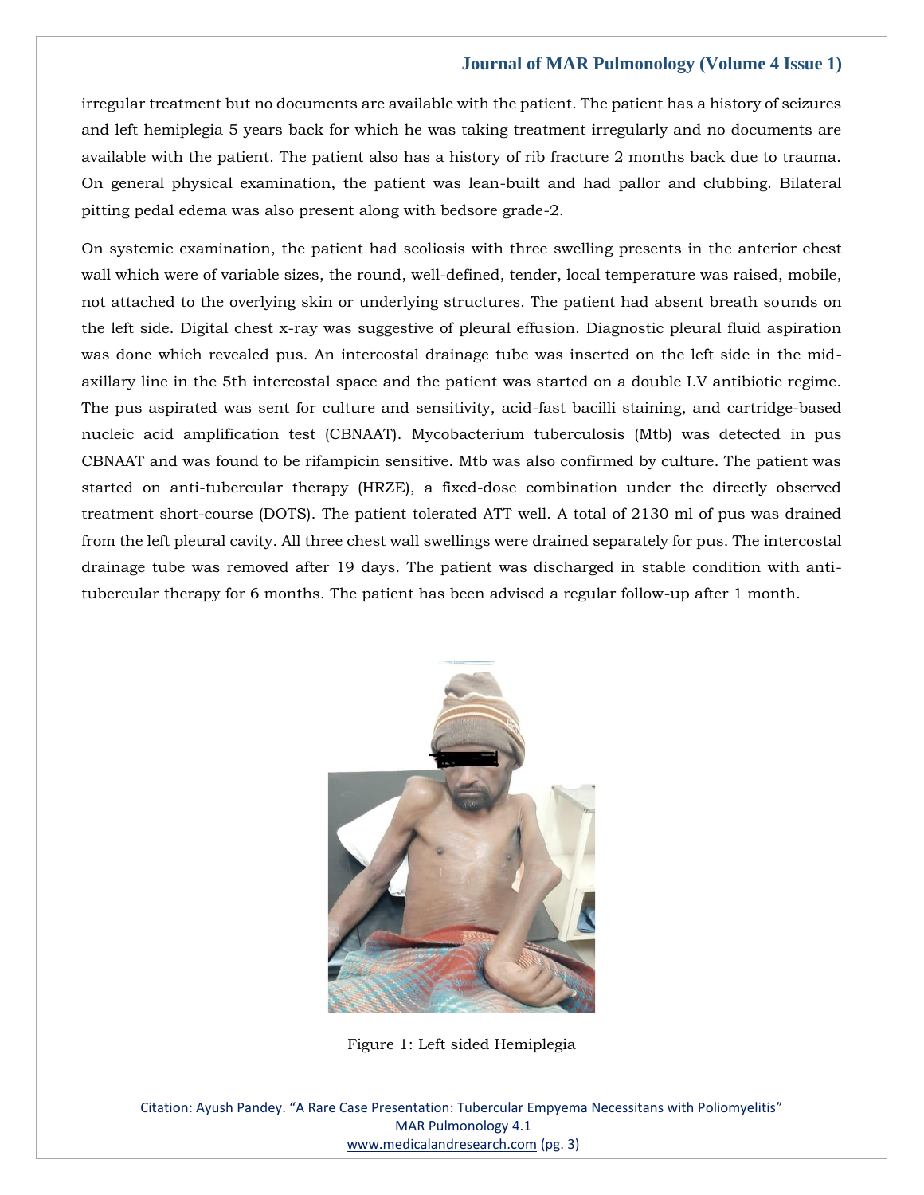irregular treatment but no documents are available with the patient. The patient has a history of seizures and left hemiplegia 5 years back for which he was taking treatment irregularly and no documents are available with the patient. The patient also has a history of rib fracture 2 months back due to trauma. On general physical examination, the patient was lean-built and had pallor and clubbing. Bilateral pitting pedal edema was also present along with bedsore grade-2.

On systemic examination, the patient had scoliosis with three swelling presents in the anterior chest wall which were of variable sizes, the round, well-defined, tender, local temperature was raised, mobile, not attached to the overlying skin or underlying structures. The patient had absent breath sounds on the left side. Digital chest x-ray was suggestive of pleural effusion. Diagnostic pleural fluid aspiration was done which revealed pus. An intercostal drainage tube was inserted on the left side in the mid-axillary line in the 5th intercostal space and the patient was started on a double I.V antibiotic regime. The pus aspirated was sent for culture and sensitivity, acid-fast bacilli staining, and cartridge-based nucleic acid amplification test (CBNAAT). Mycobacterium tuberculosis (Mtb) was detected in pus CBNAAT and was found to be rifampicin sensitive. Mtb was also confirmed by culture. The patient was started on anti-tubercular therapy (HRZE), a fixed-dose combination under the directly observed treatment short-course (DOTS). The patient tolerated ATT well. A total of 2130 ml of pus was drained from the left pleural cavity. All three chest wall swellings were drained separately for pus. The intercostal drainage tube was removed after 19 days. The patient was discharged in stable condition with anti-tubercular therapy for 6 months. The patient has been advised a regular follow-up after 1 month.

Figure 1: Left sided Hemiplegia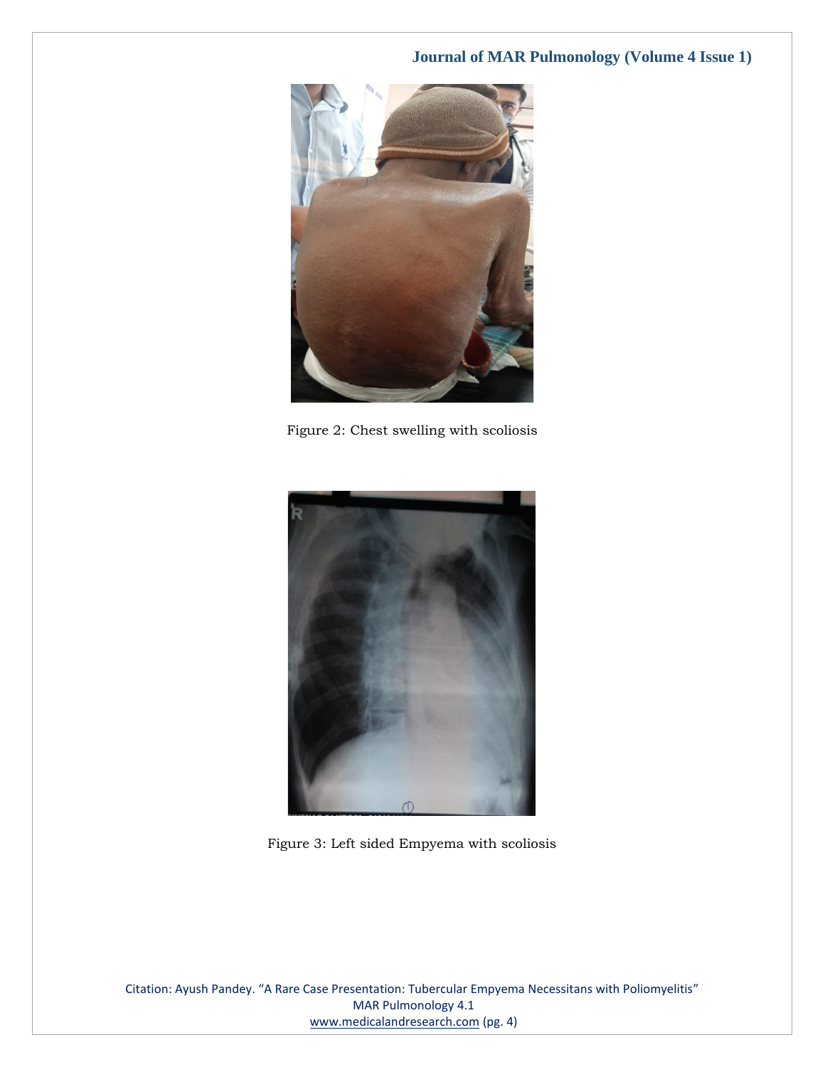Figure 2: Chest swelling with scoliosis

Figure 3: Left sided Empyema with scoliosis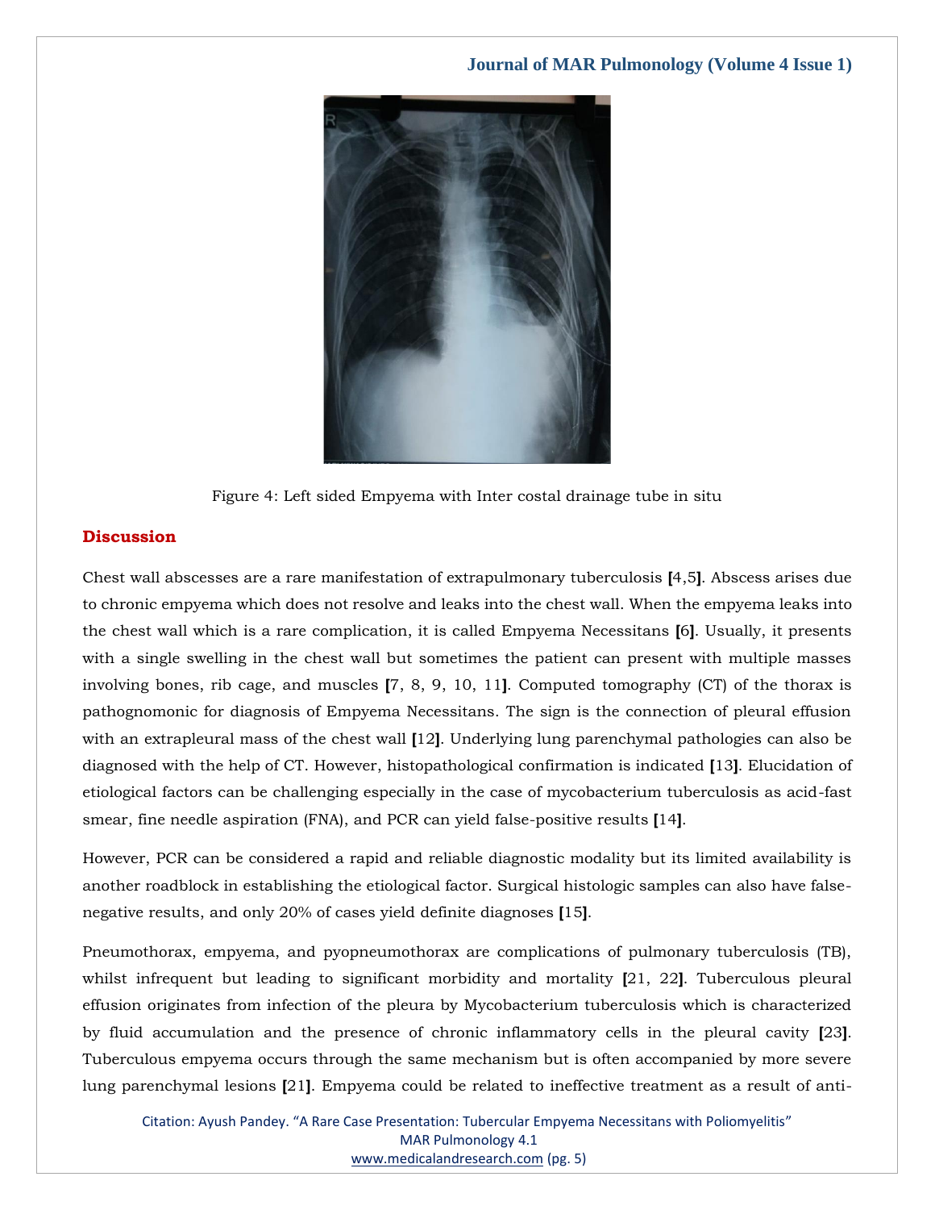Figure 4: Left sided Empyema with Inter costal drainage tube in situ

## Discussion

Chest wall abscesses are a rare manifestation of extrapulmonary tuberculosis [4,5]. Abscess arises due to chronic empyema which does not resolve and leaks into the chest wall. When the empyema leaks into the chest wall which is a rare complication, it is called Empyema Necessitans [6]. Usually, it presents with a single swelling in the chest wall but sometimes the patient can present with multiple masses involving bones, rib cage, and muscles [7, 8, 9, 10, 11]. Computed tomography (CT) of the thorax is pathognomonic for diagnosis of Empyema Necessitans. The sign is the connection of pleural effusion with an extrapleural mass of the chest wall [12]. Underlying lung parenchymal pathologies can also be diagnosed with the help of CT. However, histopathological confirmation is indicated [13]. Elucidation of etiological factors can be challenging especially in the case of mycobacterium tuberculosis as acid-fast smear, fine needle aspiration (FNA), and PCR can yield false-positive results [14].

However, PCR can be considered a rapid and reliable diagnostic modality but its limited availability is another roadblock in establishing the etiological factor. Surgical histologic samples can also have false-negative results, and only 20% of cases yield definite diagnoses [15].

Pneumothorax, empyema, and pyopneumothorax are complications of pulmonary tuberculosis (TB), whilst infrequent but leading to significant morbidity and mortality [21, 22]. Tuberculous pleural effusion originates from infection of the pleura by Mycobacterium tuberculosis which is characterized by fluid accumulation and the presence of chronic inflammatory cells in the pleural cavity [23]. Tuberculous empyema occurs through the same mechanism but is often accompanied by more severe lung parenchymal lesions [21]. Empyema could be related to ineffective treatment as a result of anti-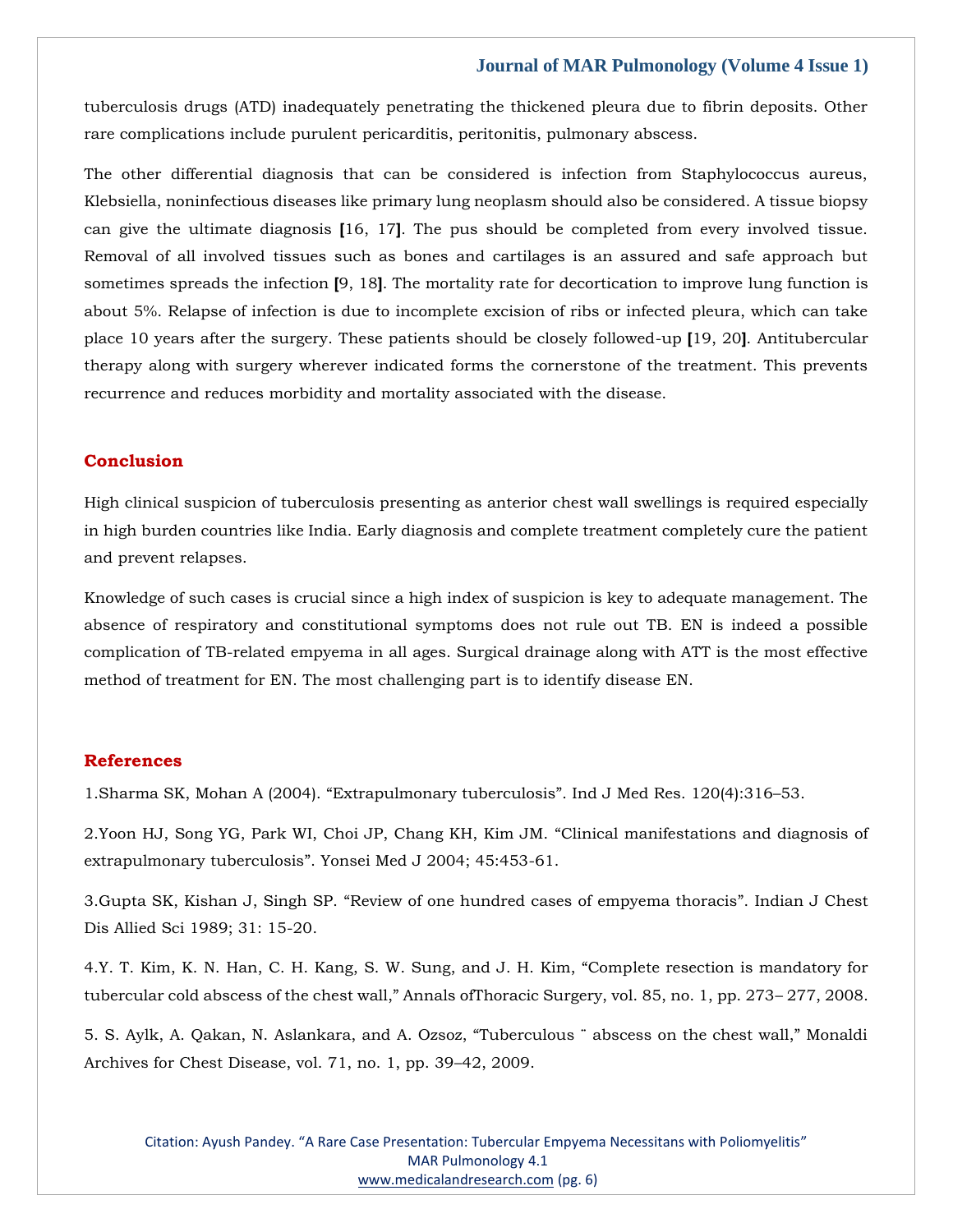tuberculosis drugs (ATD) inadequately penetrating the thickened pleura due to fibrin deposits. Other rare complications include purulent pericarditis, peritonitis, pulmonary abscess.

The other differential diagnosis that can be considered is infection from Staphylococcus aureus, Klebsiella, noninfectious diseases like primary lung neoplasm should also be considered. A tissue biopsy can give the ultimate diagnosis [16, 17]. The pus should be completed from every involved tissue. Removal of all involved tissues such as bones and cartilages is an assured and safe approach but sometimes spreads the infection [9, 18]. The mortality rate for decortication to improve lung function is about 5%. Relapse of infection is due to incomplete excision of ribs or infected pleura, which can take place 10 years after the surgery. These patients should be closely followed-up [19, 20]. Antitubercular therapy along with surgery wherever indicated forms the cornerstone of the treatment. This prevents recurrence and reduces morbidity and mortality associated with the disease.

## Conclusion

High clinical suspicion of tuberculosis presenting as anterior chest wall swellings is required especially in high burden countries like India. Early diagnosis and complete treatment completely cure the patient and prevent relapses.

Knowledge of such cases is crucial since a high index of suspicion is key to adequate management. The absence of respiratory and constitutional symptoms does not rule out TB. EN is indeed a possible complication of TB-related empyema in all ages. Surgical drainage along with ATT is the most effective method of treatment for EN. The most challenging part is to identify disease EN.

## References

1.Sharma SK, Mohan A (2004). "Extrapulmonary tuberculosis". Ind J Med Res. 120(4):316–53.

2.Yoon HJ, Song YG, Park WI, Choi JP, Chang KH, Kim JM. "Clinical manifestations and diagnosis of extrapulmonary tuberculosis". Yonsei Med J 2004; 45:453-61.

3.Gupta SK, Kishan J, Singh SP. "Review of one hundred cases of empyema thoracis". Indian J Chest Dis Allied Sci 1989; 31: 15-20.

4.Y. T. Kim, K. N. Han, C. H. Kang, S. W. Sung, and J. H. Kim, "Complete resection is mandatory for tubercular cold abscess of the chest wall," Annals ofThoracic Surgery, vol. 85, no. 1, pp. 273– 277, 2008.

5. S. Aylk, A. Qakan, N. Aslankara, and A. Ozsoz, "Tuberculous ¨ abscess on the chest wall," Monaldi Archives for Chest Disease, vol. 71, no. 1, pp. 39–42, 2009.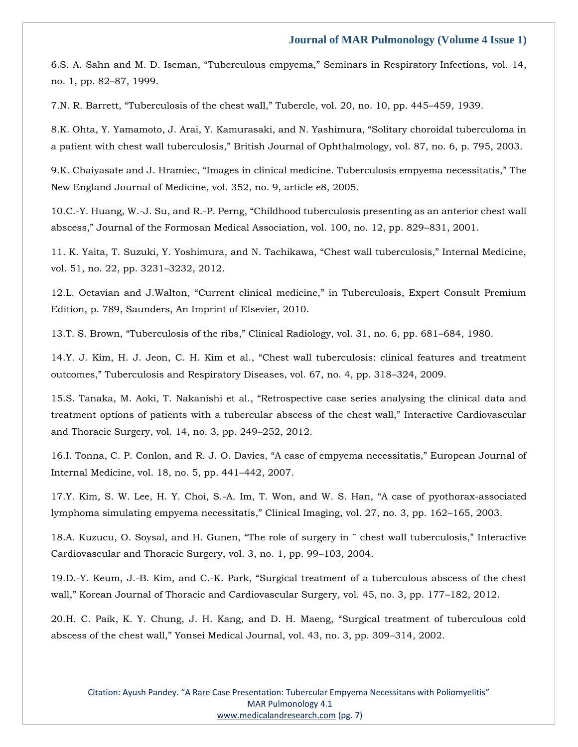6.S. A. Sahn and M. D. Iseman, "Tuberculous empyema," Seminars in Respiratory Infections, vol. 14, no. 1, pp. 82–87, 1999.

7.N. R. Barrett, "Tuberculosis of the chest wall," Tubercle, vol. 20, no. 10, pp. 445–459, 1939.

8.K. Ohta, Y. Yamamoto, J. Arai, Y. Kamurasaki, and N. Yashimura, "Solitary choroidal tuberculoma in a patient with chest wall tuberculosis," British Journal of Ophthalmology, vol. 87, no. 6, p. 795, 2003.

9.K. Chaiyasate and J. Hramiec, "Images in clinical medicine. Tuberculosis empyema necessitatis," The New England Journal of Medicine, vol. 352, no. 9, article e8, 2005.

10.C.-Y. Huang, W.-J. Su, and R.-P. Perng, "Childhood tuberculosis presenting as an anterior chest wall abscess," Journal of the Formosan Medical Association, vol. 100, no. 12, pp. 829–831, 2001.

11. K. Yaita, T. Suzuki, Y. Yoshimura, and N. Tachikawa, "Chest wall tuberculosis," Internal Medicine, vol. 51, no. 22, pp. 3231–3232, 2012.

12.L. Octavian and J.Walton, "Current clinical medicine," in Tuberculosis, Expert Consult Premium Edition, p. 789, Saunders, An Imprint of Elsevier, 2010.

13.T. S. Brown, "Tuberculosis of the ribs," Clinical Radiology, vol. 31, no. 6, pp. 681–684, 1980.

14.Y. J. Kim, H. J. Jeon, C. H. Kim et al., "Chest wall tuberculosis: clinical features and treatment outcomes," Tuberculosis and Respiratory Diseases, vol. 67, no. 4, pp. 318–324, 2009.

15.S. Tanaka, M. Aoki, T. Nakanishi et al., "Retrospective case series analysing the clinical data and treatment options of patients with a tubercular abscess of the chest wall," Interactive Cardiovascular and Thoracic Surgery, vol. 14, no. 3, pp. 249–252, 2012.

16.I. Tonna, C. P. Conlon, and R. J. O. Davies, "A case of empyema necessitatis," European Journal of Internal Medicine, vol. 18, no. 5, pp. 441–442, 2007.

17.Y. Kim, S. W. Lee, H. Y. Choi, S.-A. Im, T. Won, and W. S. Han, "A case of pyothorax-associated lymphoma simulating empyema necessitatis," Clinical Imaging, vol. 27, no. 3, pp. 162–165, 2003.

18.A. Kuzucu, O. Soysal, and H. Gunen, "The role of surgery in ¨ chest wall tuberculosis," Interactive Cardiovascular and Thoracic Surgery, vol. 3, no. 1, pp. 99–103, 2004.

19.D.-Y. Keum, J.-B. Kim, and C.-K. Park, "Surgical treatment of a tuberculous abscess of the chest wall," Korean Journal of Thoracic and Cardiovascular Surgery, vol. 45, no. 3, pp. 177–182, 2012.

20.H. C. Paik, K. Y. Chung, J. H. Kang, and D. H. Maeng, "Surgical treatment of tuberculous cold abscess of the chest wall," Yonsei Medical Journal, vol. 43, no. 3, pp. 309–314, 2002.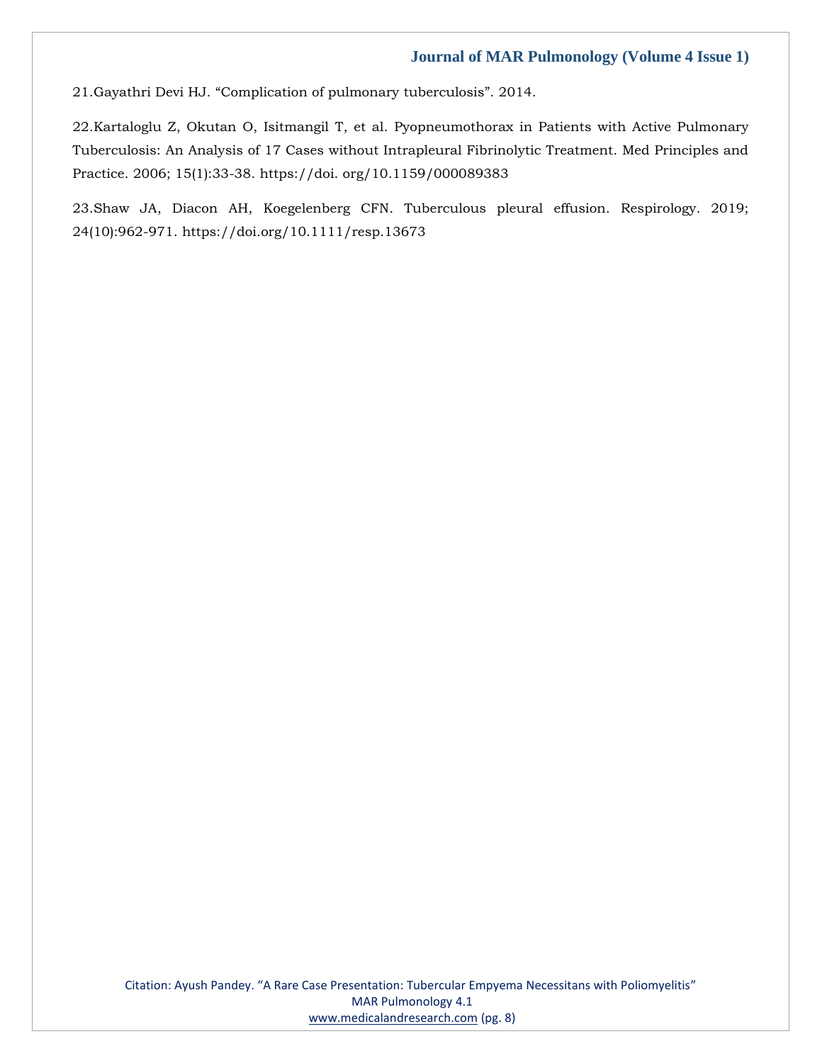21.Gayathri Devi HJ. “Complication of pulmonary tuberculosis”. 2014.

22.Kartaloglu Z, Okutan O, Isitmangil T, et al. Pyopneumothorax in Patients with Active Pulmonary Tuberculosis: An Analysis of 17 Cases without Intrapleural Fibrinolytic Treatment. Med Principles and Practice. 2006; 15(1):33-38. https://doi. org/10.1159/000089383

23.Shaw JA, Diacon AH, Koegelenberg CFN. Tuberculous pleural effusion. Respirology. 2019; 24(10):962-971. https://doi.org/10.1111/resp.13673